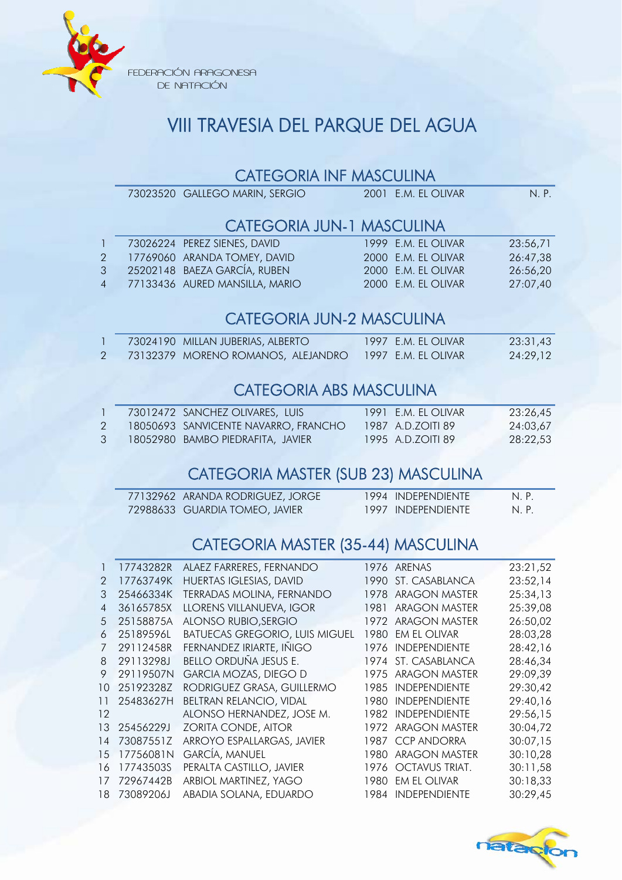FEDERACIÓN ARAGONESA DE NATACIÓN

# VIII TRAVESIA DEL PARQUE DEL AGUA

## CATEGORIA INF MASCULINA

| | | | | | |
|---|---|---|---|---|---|
| | 73023520 | GALLEGO MARIN, SERGIO | 2001 | E.M. EL OLIVAR | N. P. |

## CATEGORIA JUN-1 MASCULINA

| | | | | | |
|---|---|---|---|---|---|
| 1 | 73026224 | PEREZ SIENES, DAVID | 1999 | E.M. EL OLIVAR | 23:56,71 |
| 2 | 17769060 | ARANDA TOMEY, DAVID | 2000 | E.M. EL OLIVAR | 26:47,38 |
| 3 | 25202148 | BAEZA GARCÍA, RUBEN | 2000 | E.M. EL OLIVAR | 26:56,20 |
| 4 | 77133436 | AURED MANSILLA, MARIO | 2000 | E.M. EL OLIVAR | 27:07,40 |

## CATEGORIA JUN-2 MASCULINA

| | | | | | |
|---|---|---|---|---|---|
| 1 | 73024190 | MILLAN JUBERIAS, ALBERTO | 1997 | E.M. EL OLIVAR | 23:31,43 |
| 2 | 73132379 | MORENO ROMANOS, ALEJANDRO | 1997 | E.M. EL OLIVAR | 24:29,12 |

## CATEGORIA ABS MASCULINA

| | | | | | |
|---|---|---|---|---|---|
| 1 | 73012472 | SANCHEZ OLIVARES, LUIS | 1991 | E.M. EL OLIVAR | 23:26,45 |
| 2 | 18050693 | SANVICENTE NAVARRO, FRANCHO | 1987 | A.D.ZOITI 89 | 24:03,67 |
| 3 | 18052980 | BAMBO PIEDRAFITA, JAVIER | 1995 | A.D.ZOITI 89 | 28:22,53 |

## CATEGORIA MASTER (SUB 23) MASCULINA

| | | | | | |
|---|---|---|---|---|---|
| | 77132962 | ARANDA RODRIGUEZ, JORGE | 1994 | INDEPENDIENTE | N. P. |
| | 72988633 | GUARDIA TOMEO, JAVIER | 1997 | INDEPENDIENTE | N. P. |

## CATEGORIA MASTER (35-44) MASCULINA

| | | | | | |
|---|---|---|---|---|---|
| 1 | 17743282R | ALAEZ FARRERES, FERNANDO | 1976 | ARENAS | 23:21,52 |
| 2 | 17763749K | HUERTAS IGLESIAS, DAVID | 1990 | ST. CASABLANCA | 23:52,14 |
| 3 | 25466334K | TERRADAS MOLINA, FERNANDO | 1978 | ARAGON MASTER | 25:34,13 |
| 4 | 36165785X | LLORENS VILLANUEVA, IGOR | 1981 | ARAGON MASTER | 25:39,08 |
| 5 | 25158875A | ALONSO RUBIO,SERGIO | 1972 | ARAGON MASTER | 26:50,02 |
| 6 | 25189596L | BATUECAS GREGORIO, LUIS MIGUEL | 1980 | EM EL OLIVAR | 28:03,28 |
| 7 | 29112458R | FERNANDEZ IRIARTE, IÑIGO | 1976 | INDEPENDIENTE | 28:42,16 |
| 8 | 29113298J | BELLO ORDUÑA JESUS E. | 1974 | ST. CASABLANCA | 28:46,34 |
| 9 | 29119507N | GARCIA MOZAS, DIEGO D | 1975 | ARAGON MASTER | 29:09,39 |
| 10 | 25192328Z | RODRIGUEZ GRASA, GUILLERMO | 1985 | INDEPENDIENTE | 29:30,42 |
| 11 | 25483627H | BELTRAN RELANCIO, VIDAL | 1980 | INDEPENDIENTE | 29:40,16 |
| 12 | | ALONSO HERNANDEZ, JOSE M. | 1982 | INDEPENDIENTE | 29:56,15 |
| 13 | 25456229J | ZORITA CONDE, AITOR | 1972 | ARAGON MASTER | 30:04,72 |
| 14 | 73087551Z | ARROYO ESPALLARGAS, JAVIER | 1987 | CCP ANDORRA | 30:07,15 |
| 15 | 17756081N | GARCÍA, MANUEL | 1980 | ARAGON MASTER | 30:10,28 |
| 16 | 17743503S | PERALTA CASTILLO, JAVIER | 1976 | OCTAVUS TRIAT. | 30:11,58 |
| 17 | 72967442B | ARBIOL MARTINEZ, YAGO | 1980 | EM EL OLIVAR | 30:18,33 |
| 18 | 73089206J | ABADIA SOLANA, EDUARDO | 1984 | INDEPENDIENTE | 30:29,45 |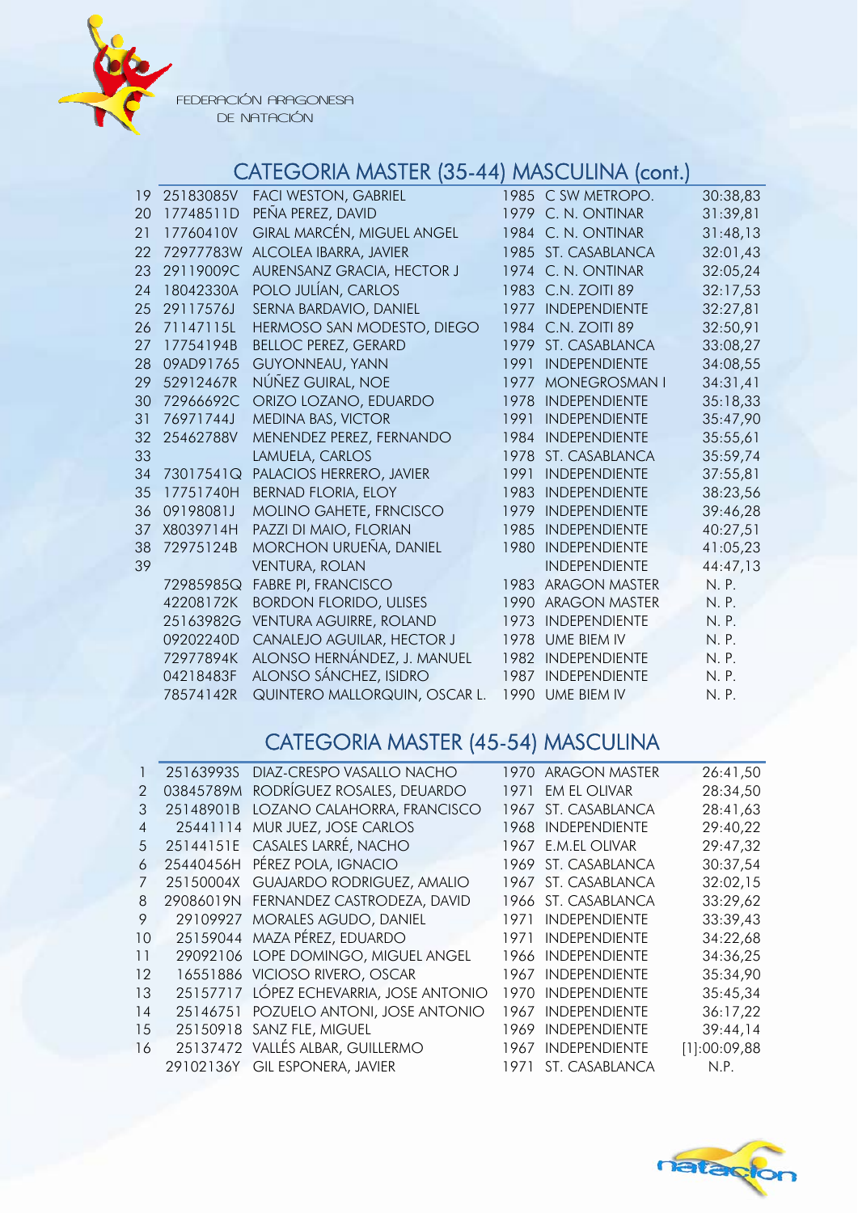## CATEGORIA MASTER (35-44) MASCULINA (cont.)

| | | | | | |
|---|---|---|---|---|---|
| 19 | 25183085V | FACI WESTON, GABRIEL | 1985 | C SW METROPO. | 30:38,83 |
| 20 | 17748511D | PEÑA PEREZ, DAVID | 1979 | C. N. ONTINAR | 31:39,81 |
| 21 | 17760410V | GIRAL MARCÉN, MIGUEL ANGEL | 1984 | C. N. ONTINAR | 31:48,13 |
| 22 | 72977783W | ALCOLEA IBARRA, JAVIER | 1985 | ST. CASABLANCA | 32:01,43 |
| 23 | 29119009C | AURENSANZ GRACIA, HECTOR J | 1974 | C. N. ONTINAR | 32:05,24 |
| 24 | 18042330A | POLO JULÍAN, CARLOS | 1983 | C.N. ZOITI 89 | 32:17,53 |
| 25 | 29117576J | SERNA BARDAVIO, DANIEL | 1977 | INDEPENDIENTE | 32:27,81 |
| 26 | 71147115L | HERMOSO SAN MODESTO, DIEGO | 1984 | C.N. ZOITI 89 | 32:50,91 |
| 27 | 17754194B | BELLOC PEREZ, GERARD | 1979 | ST. CASABLANCA | 33:08,27 |
| 28 | 09AD91765 | GUYONNEAU, YANN | 1991 | INDEPENDIENTE | 34:08,55 |
| 29 | 52912467R | NÚÑEZ GUIRAL, NOE | 1977 | MONEGROSMAN I | 34:31,41 |
| 30 | 72966692C | ORIZO LOZANO, EDUARDO | 1978 | INDEPENDIENTE | 35:18,33 |
| 31 | 76971744J | MEDINA BAS, VICTOR | 1991 | INDEPENDIENTE | 35:47,90 |
| 32 | 25462788V | MENENDEZ PEREZ, FERNANDO | 1984 | INDEPENDIENTE | 35:55,61 |
| 33 | | LAMUELA, CARLOS | 1978 | ST. CASABLANCA | 35:59,74 |
| 34 | 73017541Q | PALACIOS HERRERO, JAVIER | 1991 | INDEPENDIENTE | 37:55,81 |
| 35 | 17751740H | BERNAD FLORIA, ELOY | 1983 | INDEPENDIENTE | 38:23,56 |
| 36 | 09198081J | MOLINO GAHETE, FRNCISCO | 1979 | INDEPENDIENTE | 39:46,28 |
| 37 | X8039714H | PAZZI DI MAIO, FLORIAN | 1985 | INDEPENDIENTE | 40:27,51 |
| 38 | 72975124B | MORCHON URUEÑA, DANIEL | 1980 | INDEPENDIENTE | 41:05,23 |
| 39 | | VENTURA, ROLAN | | INDEPENDIENTE | 44:47,13 |
| | 72985985Q | FABRE PI, FRANCISCO | 1983 | ARAGON MASTER | N. P. |
| | 42208172K | BORDON FLORIDO, ULISES | 1990 | ARAGON MASTER | N. P. |
| | 25163982G | VENTURA AGUIRRE, ROLAND | 1973 | INDEPENDIENTE | N. P. |
| | 09202240D | CANALEJO AGUILAR, HECTOR J | 1978 | UME BIEM IV | N. P. |
| | 72977894K | ALONSO HERNÁNDEZ, J. MANUEL | 1982 | INDEPENDIENTE | N. P. |
| | 04218483F | ALONSO SÁNCHEZ, ISIDRO | 1987 | INDEPENDIENTE | N. P. |
| | 78574142R | QUINTERO MALLORQUIN, OSCAR L. | 1990 | UME BIEM IV | N. P. |

## CATEGORIA MASTER (45-54) MASCULINA

| | | | | | |
|---|---|---|---|---|---|
| 1 | 25163993S | DIAZ-CRESPO VASALLO NACHO | 1970 | ARAGON MASTER | 26:41,50 |
| 2 | 03845789M | RODRÍGUEZ ROSALES, DEUARDO | 1971 | EM EL OLIVAR | 28:34,50 |
| 3 | 25148901B | LOZANO CALAHORRA, FRANCISCO | 1967 | ST. CASABLANCA | 28:41,63 |
| 4 | 25441114 | MUR JUEZ, JOSE CARLOS | 1968 | INDEPENDIENTE | 29:40,22 |
| 5 | 25144151E | CASALES LARRÉ, NACHO | 1967 | E.M.EL OLIVAR | 29:47,32 |
| 6 | 25440456H | PÉREZ POLA, IGNACIO | 1969 | ST. CASABLANCA | 30:37,54 |
| 7 | 25150004X | GUAJARDO RODRIGUEZ, AMALIO | 1967 | ST. CASABLANCA | 32:02,15 |
| 8 | 29086019N | FERNANDEZ CASTRODEZA, DAVID | 1966 | ST. CASABLANCA | 33:29,62 |
| 9 | 29109927 | MORALES AGUDO, DANIEL | 1971 | INDEPENDIENTE | 33:39,43 |
| 10 | 25159044 | MAZA PÉREZ, EDUARDO | 1971 | INDEPENDIENTE | 34:22,68 |
| 11 | 29092106 | LOPE DOMINGO, MIGUEL ANGEL | 1966 | INDEPENDIENTE | 34:36,25 |
| 12 | 16551886 | VICIOSO RIVERO, OSCAR | 1967 | INDEPENDIENTE | 35:34,90 |
| 13 | 25157717 | LÓPEZ ECHEVARRIA, JOSE ANTONIO | 1970 | INDEPENDIENTE | 35:45,34 |
| 14 | 25146751 | POZUELO ANTONI, JOSE ANTONIO | 1967 | INDEPENDIENTE | 36:17,22 |
| 15 | 25150918 | SANZ FLE, MIGUEL | 1969 | INDEPENDIENTE | 39:44,14 |
| 16 | 25137472 | VALLÉS ALBAR, GUILLERMO | 1967 | INDEPENDIENTE | [1]:00:09,88 |
| | 29102136Y | GIL ESPONERA, JAVIER | 1971 | ST. CASABLANCA | N.P. |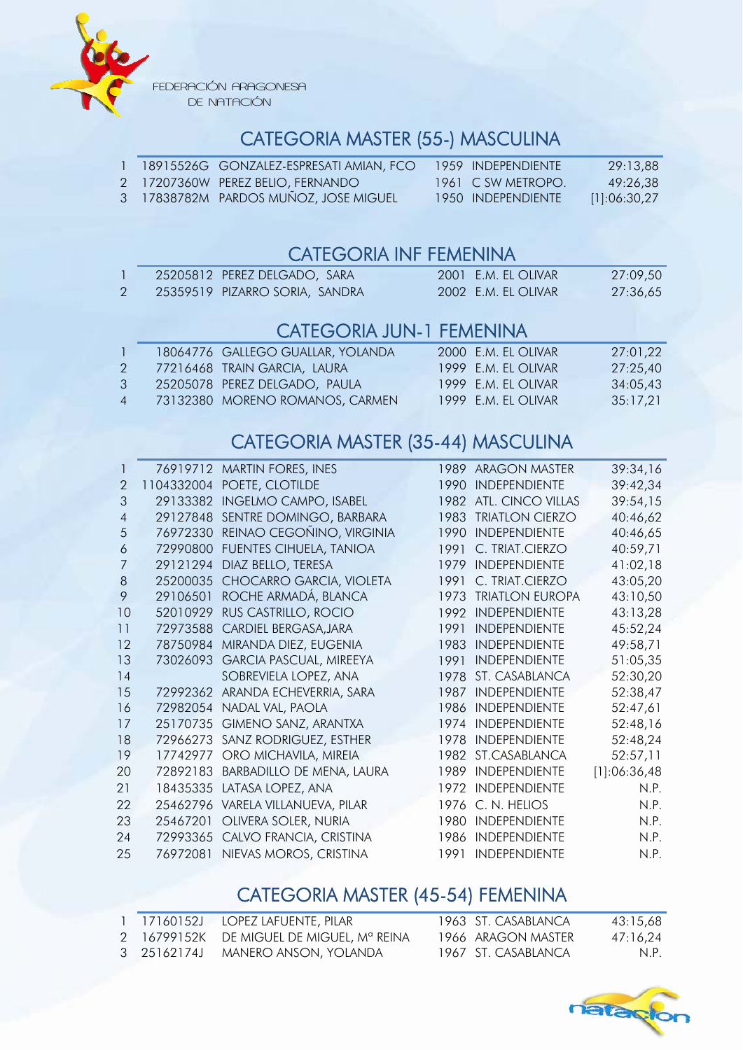FEDERACIÓN ARAGONESA DE NATACIÓN

## CATEGORIA MASTER (55-) MASCULINA

| | | | | | |
|---|---|---|---|---|---|
| 1 | 18915526G | GONZALEZ-ESPRESATI AMIAN, FCO | 1959 | INDEPENDIENTE | 29:13,88 |
| 2 | 17207360W | PEREZ BELIO, FERNANDO | 1961 | C SW METROPO. | 49:26,38 |
| 3 | 17838782M | PARDOS MUÑOZ, JOSE MIGUEL | 1950 | INDEPENDIENTE | [1]:06:30,27 |

## CATEGORIA INF FEMENINA

| | | | | | |
|---|---|---|---|---|---|
| 1 | 25205812 | PEREZ DELGADO, SARA | 2001 | E.M. EL OLIVAR | 27:09,50 |
| 2 | 25359519 | PIZARRO SORIA, SANDRA | 2002 | E.M. EL OLIVAR | 27:36,65 |

## CATEGORIA JUN-1 FEMENINA

| | | | | | |
|---|---|---|---|---|---|
| 1 | 18064776 | GALLEGO GUALLAR, YOLANDA | 2000 | E.M. EL OLIVAR | 27:01,22 |
| 2 | 77216468 | TRAIN GARCIA, LAURA | 1999 | E.M. EL OLIVAR | 27:25,40 |
| 3 | 25205078 | PEREZ DELGADO, PAULA | 1999 | E.M. EL OLIVAR | 34:05,43 |
| 4 | 73132380 | MORENO ROMANOS, CARMEN | 1999 | E.M. EL OLIVAR | 35:17,21 |

## CATEGORIA MASTER (35-44) MASCULINA

| | | | | | |
|---|---|---|---|---|---|
| 1 | 76919712 | MARTIN FORES, INES | 1989 | ARAGON MASTER | 39:34,16 |
| 2 | 1104332004 | POETE, CLOTILDE | 1990 | INDEPENDIENTE | 39:42,34 |
| 3 | 29133382 | INGELMO CAMPO, ISABEL | 1982 | ATL. CINCO VILLAS | 39:54,15 |
| 4 | 29127848 | SENTRE DOMINGO, BARBARA | 1983 | TRIATLON CIERZO | 40:46,62 |
| 5 | 76972330 | REINAO CEGOÑINO, VIRGINIA | 1990 | INDEPENDIENTE | 40:46,65 |
| 6 | 72990800 | FUENTES CIHUELA, TANIOA | 1991 | C. TRIAT.CIERZO | 40:59,71 |
| 7 | 29121294 | DIAZ BELLO, TERESA | 1979 | INDEPENDIENTE | 41:02,18 |
| 8 | 25200035 | CHOCARRO GARCIA, VIOLETA | 1991 | C. TRIAT.CIERZO | 43:05,20 |
| 9 | 29106501 | ROCHE ARMADÁ, BLANCA | 1973 | TRIATLON EUROPA | 43:10,50 |
| 10 | 52010929 | RUS CASTRILLO, ROCIO | 1992 | INDEPENDIENTE | 43:13,28 |
| 11 | 72973588 | CARDIEL BERGASA,JARA | 1991 | INDEPENDIENTE | 45:52,24 |
| 12 | 78750984 | MIRANDA DIEZ, EUGENIA | 1983 | INDEPENDIENTE | 49:58,71 |
| 13 | 73026093 | GARCIA PASCUAL, MIREEYA | 1991 | INDEPENDIENTE | 51:05,35 |
| 14 | | SOBREVIELA LOPEZ, ANA | 1978 | ST. CASABLANCA | 52:30,20 |
| 15 | 72992362 | ARANDA ECHEVERRIA, SARA | 1987 | INDEPENDIENTE | 52:38,47 |
| 16 | 72982054 | NADAL VAL, PAOLA | 1986 | INDEPENDIENTE | 52:47,61 |
| 17 | 25170735 | GIMENO SANZ, ARANTXA | 1974 | INDEPENDIENTE | 52:48,16 |
| 18 | 72966273 | SANZ RODRIGUEZ, ESTHER | 1978 | INDEPENDIENTE | 52:48,24 |
| 19 | 17742977 | ORO MICHAVILA, MIREIA | 1982 | ST.CASABLANCA | 52:57,11 |
| 20 | 72892183 | BARBADILLO DE MENA, LAURA | 1989 | INDEPENDIENTE | [1]:06:36,48 |
| 21 | 18435335 | LATASA LOPEZ, ANA | 1972 | INDEPENDIENTE | N.P. |
| 22 | 25462796 | VARELA VILLANUEVA, PILAR | 1976 | C. N. HELIOS | N.P. |
| 23 | 25467201 | OLIVERA SOLER, NURIA | 1980 | INDEPENDIENTE | N.P. |
| 24 | 72993365 | CALVO FRANCIA, CRISTINA | 1986 | INDEPENDIENTE | N.P. |
| 25 | 76972081 | NIEVAS MOROS, CRISTINA | 1991 | INDEPENDIENTE | N.P. |

## CATEGORIA MASTER (45-54) FEMENINA

| | | | | | |
|---|---|---|---|---|---|
| 1 | 17160152J | LOPEZ LAFUENTE, PILAR | 1963 | ST. CASABLANCA | 43:15,68 |
| 2 | 16799152K | DE MIGUEL DE MIGUEL, Mª REINA | 1966 | ARAGON MASTER | 47:16,24 |
| 3 | 25162174J | MANERO ANSON, YOLANDA | 1967 | ST. CASABLANCA | N.P. |

natacion